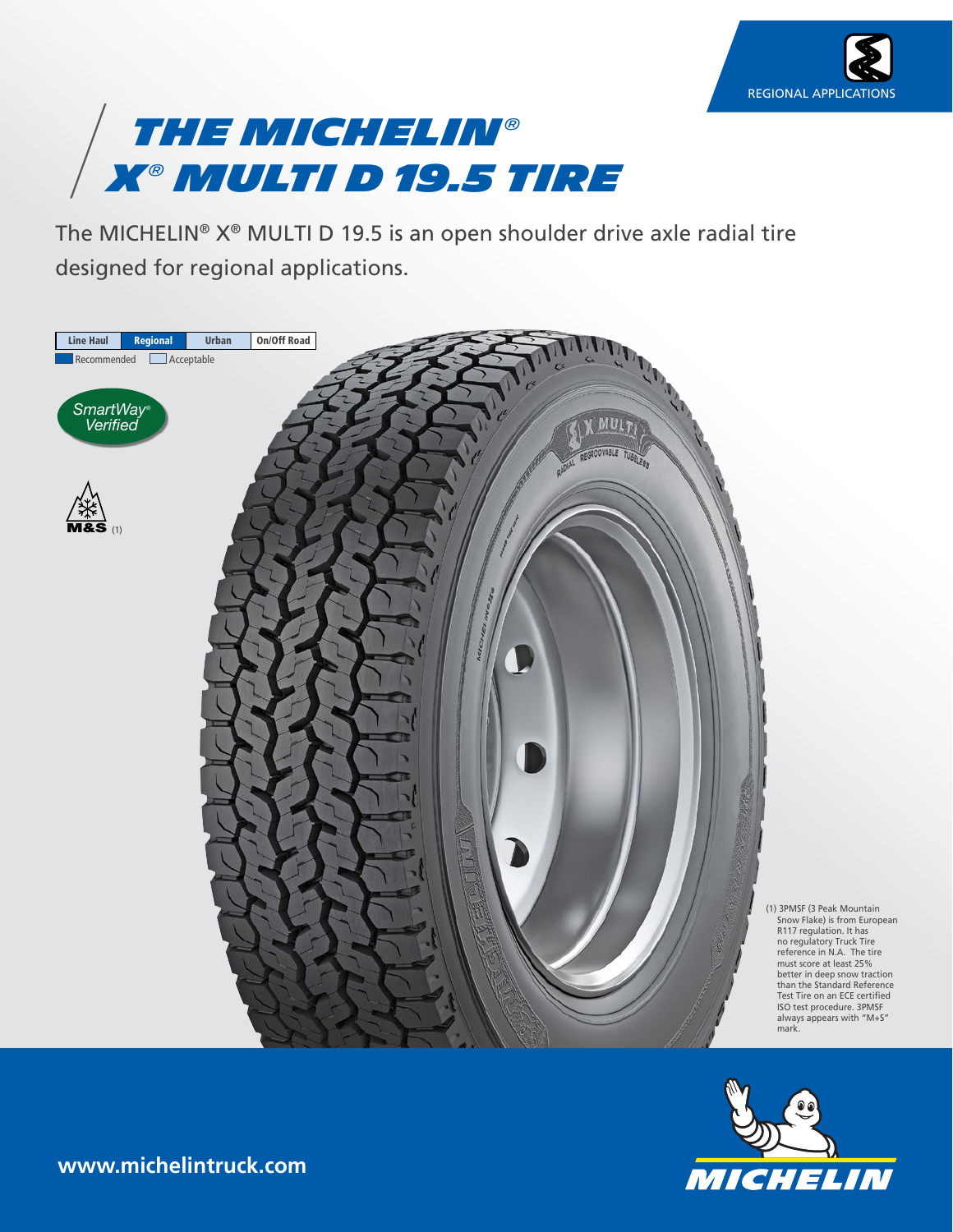REGIONAL APPLICATIONS

# THE MICHELIN® X® MULTI D 19.5 TIRE

The MICHELIN® X® MULTI D 19.5 is an open shoulder drive axle radial tire designed for regional applications.

| Line Haul | Regional | Urban | On/Off Road |
|---|---|---|---|

Recommended | Acceptable

SmartWay® Verified

M&S (1)

(1) 3PMSF (3 Peak Mountain Snow Flake) is from European R117 regulation. It has no regulatory Truck Tire reference in N.A. The tire must score at least 25% better in deep snow traction than the Standard Reference Test Tire on an ECE certified ISO test procedure. 3PMSF always appears with "M+S" mark.

www.michelintruck.com

MICHELIN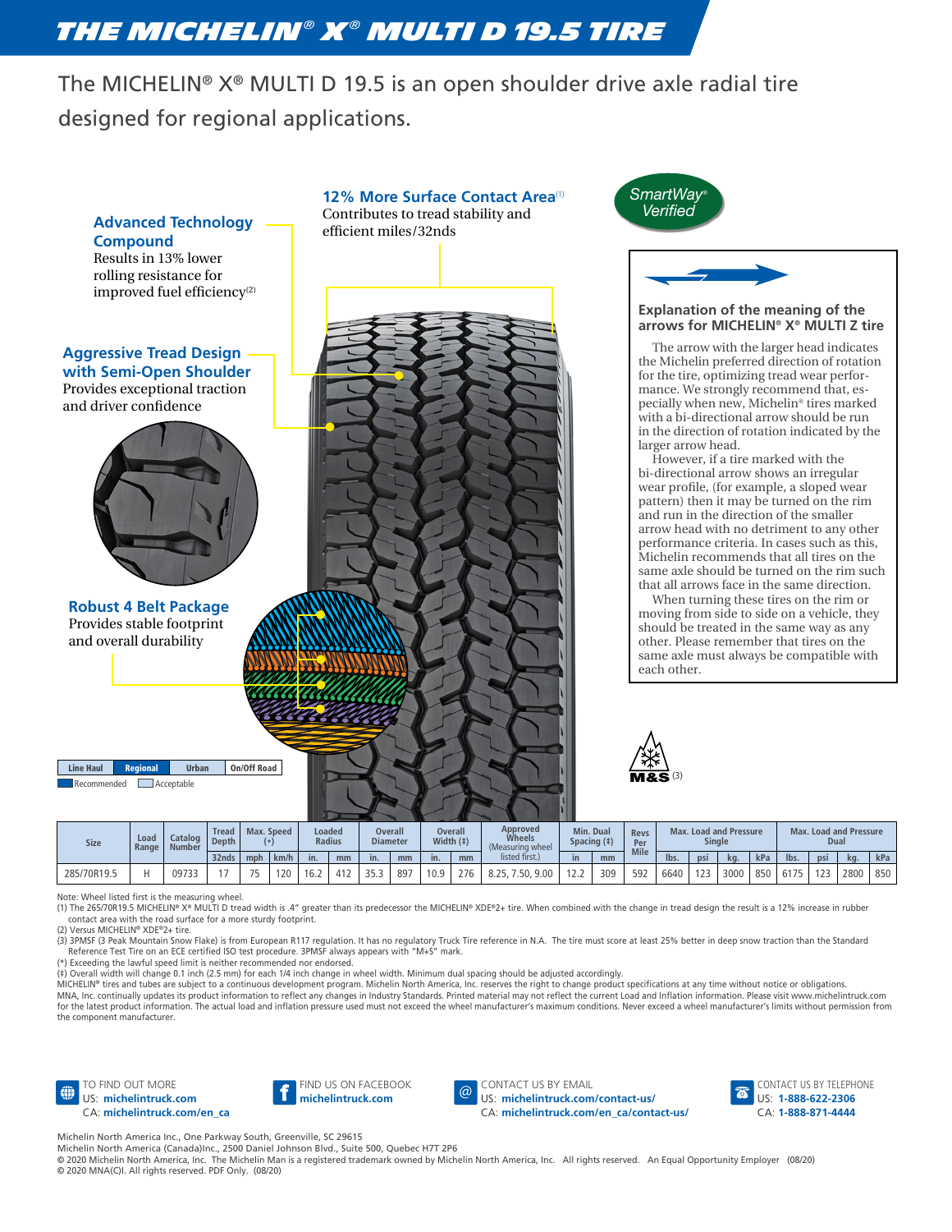# THE MICHELIN® X® MULTI D 19.5 TIRE

The MICHELIN® X® MULTI D 19.5 is an open shoulder drive axle radial tire designed for regional applications.

**12% More Surface Contact Area**(1)
Contributes to tread stability and efficient miles/32nds

**Advanced Technology Compound**
Results in 13% lower rolling resistance for improved fuel efficiency(2)

**Aggressive Tread Design with Semi-Open Shoulder**
Provides exceptional traction and driver confidence

**Robust 4 Belt Package**
Provides stable footprint and overall durability

SmartWay® Verified

### Explanation of the meaning of the arrows for MICHELIN® X® MULTI Z tire

The arrow with the larger head indicates the Michelin preferred direction of rotation for the tire, optimizing tread wear performance. We strongly recommend that, especially when new, Michelin® tires marked with a bi-directional arrow should be run in the direction of rotation indicated by the larger arrow head.

However, if a tire marked with the bi-directional arrow shows an irregular wear profile, (for example, a sloped wear pattern) then it may be turned on the rim and run in the direction of the smaller arrow head with no detriment to any other performance criteria. In cases such as this, Michelin recommends that all tires on the same axle should be turned on the rim such that all arrows face in the same direction.

When turning these tires on the rim or moving from side to side on a vehicle, they should be treated in the same way as any other. Please remember that tires on the same axle must always be compatible with each other.

M&S (3)

| Line Haul | Regional | Urban | On/Off Road |
|---|---|---|---|

Recommended: Regional | Acceptable

| Size | Load Range | Catalog Number | Tread Depth | Max. Speed (*) | | Loaded Radius | | Overall Diameter | | Overall Width (‡) | | Approved Wheels (Measuring wheel listed first.) | Min. Dual Spacing (‡) | | Revs Per Mile | Max. Load and Pressure Single | | | | Max. Load and Pressure Dual | | | |
|---|---|---|---|---|---|---|---|---|---|---|---|---|---|---|---|---|---|---|---|---|---|---|---|
| | | | 32nds | mph | km/h | in. | mm | in. | mm | in. | mm | | in | mm | | lbs. | psi | kg. | kPa | lbs. | psi | kg. | kPa |
| 285/70R19.5 | H | 09733 | 17 | 75 | 120 | 16.2 | 412 | 35.3 | 897 | 10.9 | 276 | 8.25, 7.50, 9.00 | 12.2 | 309 | 592 | 6640 | 123 | 3000 | 850 | 6175 | 123 | 2800 | 850 |

Note: Wheel listed first is the measuring wheel.
(1) The 265/70R19.5 MICHELIN® X® MULTI D tread width is .4" greater than its predecessor the MICHELIN® XDE®2+ tire. When combined with the change in tread design the result is a 12% increase in rubber contact area with the road surface for a more sturdy footprint.
(2) Versus MICHELIN® XDE®2+ tire.
(3) 3PMSF (3 Peak Mountain Snow Flake) is from European R117 regulation. It has no regulatory Truck Tire reference in N.A. The tire must score at least 25% better in deep snow traction than the Standard Reference Test Tire on an ECE certified ISO test procedure. 3PMSF always appears with "M+S" mark.
(*) Exceeding the lawful speed limit is neither recommended nor endorsed.
(‡) Overall width will change 0.1 inch (2.5 mm) for each 1/4 inch change in wheel width. Minimum dual spacing should be adjusted accordingly.
MICHELIN® tires and tubes are subject to a continuous development program. Michelin North America, Inc. reserves the right to change product specifications at any time without notice or obligations.
MNA, Inc. continually updates its product information to reflect any changes in Industry Standards. Printed material may not reflect the current Load and Inflation information. Please visit www.michelintruck.com for the latest product information. The actual load and inflation pressure used must not exceed the wheel manufacturer's maximum conditions. Never exceed a wheel manufacturer's limits without permission from the component manufacturer.

TO FIND OUT MORE
US: **michelintruck.com**
CA: **michelintruck.com/en_ca**

FIND US ON FACEBOOK
**michelintruck.com**

CONTACT US BY EMAIL
US: **michelintruck.com/contact-us/**
CA: **michelintruck.com/en_ca/contact-us/**

CONTACT US BY TELEPHONE
US: **1-888-622-2306**
CA: **1-888-871-4444**

Michelin North America Inc., One Parkway South, Greenville, SC 29615
Michelin North America (Canada)Inc., 2500 Daniel Johnson Blvd., Suite 500, Quebec H7T 2P6
© 2020 Michelin North America, Inc. The Michelin Man is a registered trademark owned by Michelin North America, Inc. All rights reserved. An Equal Opportunity Employer (08/20)
© 2020 MNA(C)I. All rights reserved. PDF Only. (08/20)